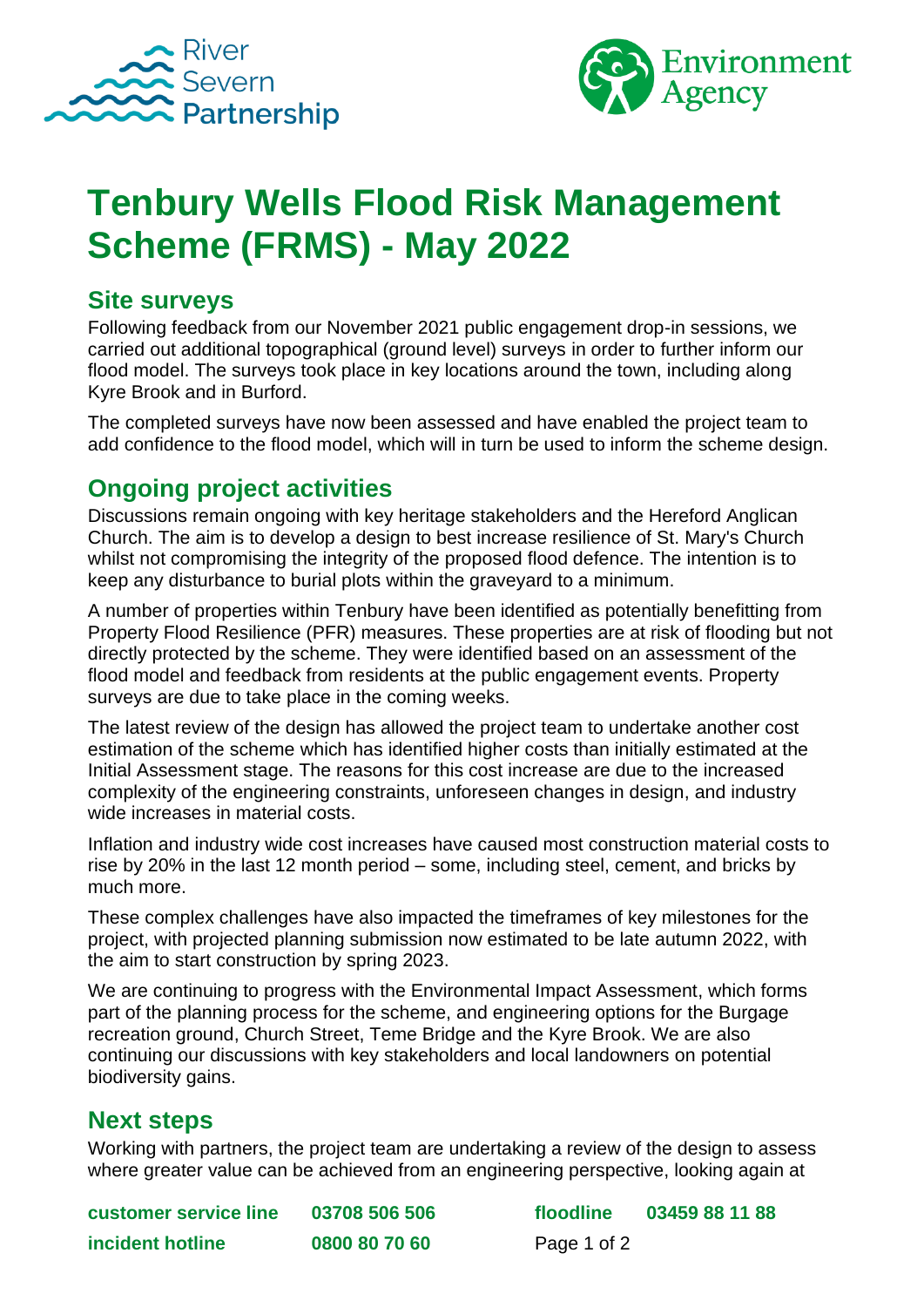# Tenbury Wells Flood Risk Management Scheme (FRMS) - May 2022

## Site surveys

Following feedback from our November 2021 public engagement drop-in sessions, we carried out additional topographical (ground level) surveys in order to further inform our flood model. The surveys took place in key locations around the town, including along Kyre Brook and in Burford.

The completed surveys have now been assessed and have enabled the project team to add confidence to the flood model, which will in turn be used to inform the scheme design.

## Ongoing project activities

Discussions remain ongoing with key heritage stakeholders and the Hereford Anglican Church. The aim is to develop a design to best increase resilience of St. Mary's Church whilst not compromising the integrity of the proposed flood defence. The intention is to keep any disturbance to burial plots within the graveyard to a minimum.

A number of properties within Tenbury have been identified as potentially benefitting from Property Flood Resilience (PFR) measures. These properties are at risk of flooding but not directly protected by the scheme. They were identified based on an assessment of the flood model and feedback from residents at the public engagement events. Property surveys are due to take place in the coming weeks.

The latest review of the design has allowed the project team to undertake another cost estimation of the scheme which has identified higher costs than initially estimated at the Initial Assessment stage. The reasons for this cost increase are due to the increased complexity of the engineering constraints, unforeseen changes in design, and industry wide increases in material costs.

Inflation and industry wide cost increases have caused most construction material costs to rise by 20% in the last 12 month period – some, including steel, cement, and bricks by much more.

These complex challenges have also impacted the timeframes of key milestones for the project, with projected planning submission now estimated to be late autumn 2022, with the aim to start construction by spring 2023.

We are continuing to progress with the Environmental Impact Assessment, which forms part of the planning process for the scheme, and engineering options for the Burgage recreation ground, Church Street, Teme Bridge and the Kyre Brook. We are also continuing our discussions with key stakeholders and local landowners on potential biodiversity gains.

## Next steps

Working with partners, the project team are undertaking a review of the design to assess where greater value can be achieved from an engineering perspective, looking again at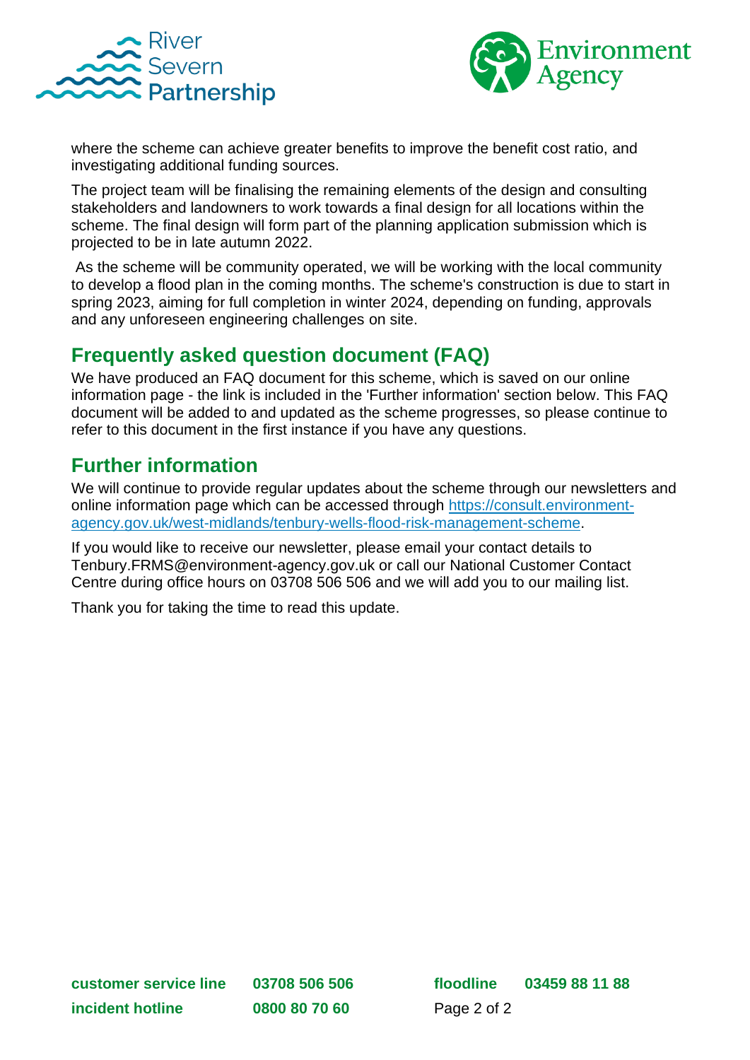where the scheme can achieve greater benefits to improve the benefit cost ratio, and investigating additional funding sources.

The project team will be finalising the remaining elements of the design and consulting stakeholders and landowners to work towards a final design for all locations within the scheme. The final design will form part of the planning application submission which is projected to be in late autumn 2022.

As the scheme will be community operated, we will be working with the local community to develop a flood plan in the coming months. The scheme's construction is due to start in spring 2023, aiming for full completion in winter 2024, depending on funding, approvals and any unforeseen engineering challenges on site.

## Frequently asked question document (FAQ)

We have produced an FAQ document for this scheme, which is saved on our online information page - the link is included in the 'Further information' section below. This FAQ document will be added to and updated as the scheme progresses, so please continue to refer to this document in the first instance if you have any questions.

## Further information

We will continue to provide regular updates about the scheme through our newsletters and online information page which can be accessed through [https://consult.environment-agency.gov.uk/west-midlands/tenbury-wells-flood-risk-management-scheme](https://consult.environment-agency.gov.uk/west-midlands/tenbury-wells-flood-risk-management-scheme).

If you would like to receive our newsletter, please email your contact details to Tenbury.FRMS@environment-agency.gov.uk or call our National Customer Contact Centre during office hours on 03708 506 506 and we will add you to our mailing list.

Thank you for taking the time to read this update.